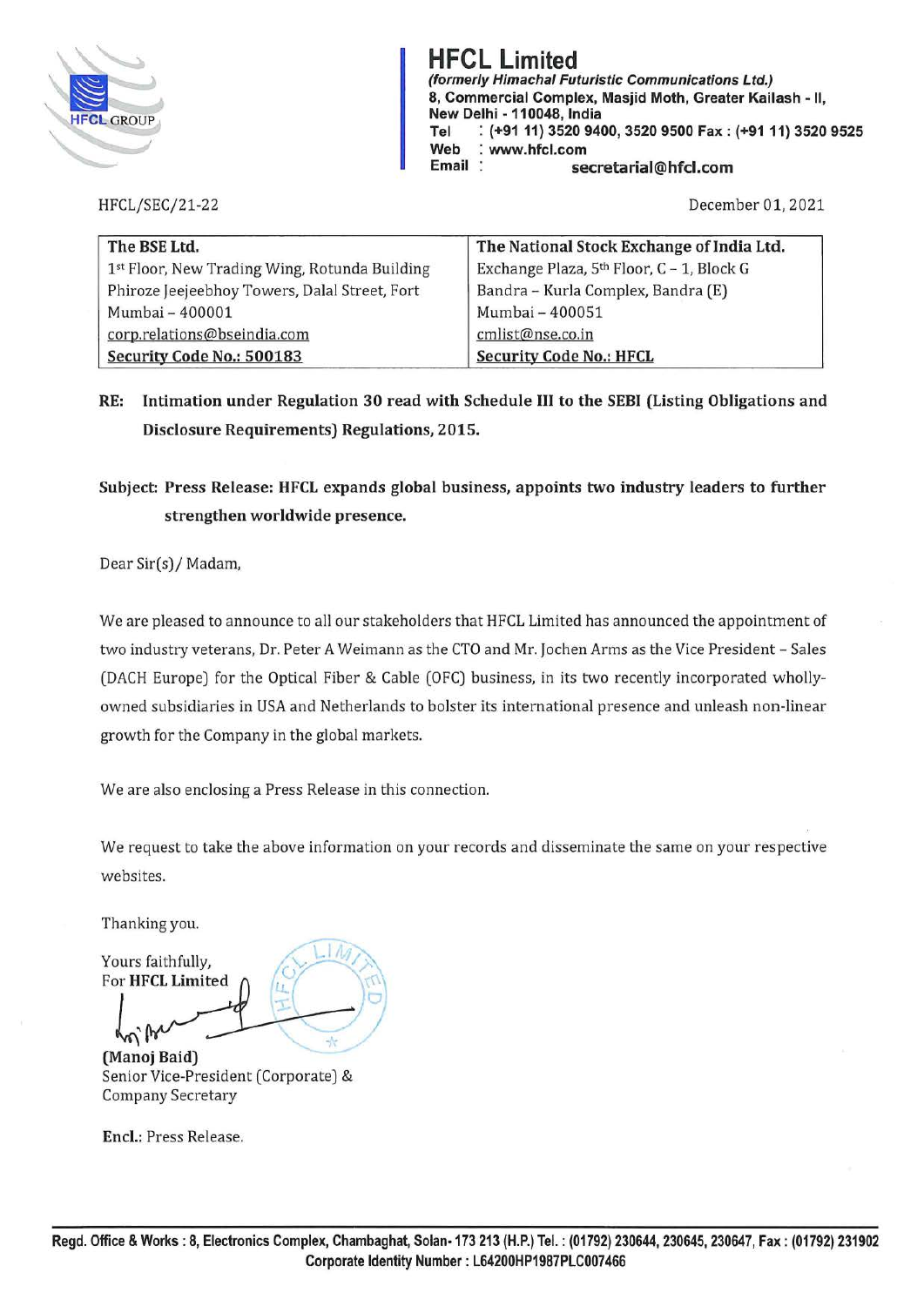# HFCL Limited

*(formerly Himachal Futuristic Communications Ltd.)*
8, Commercial Complex, Masjid Moth, Greater Kailash - II,
New Delhi - 110048, India
Tel : (+91 11) 3520 9400, 3520 9500 Fax : (+91 11) 3520 9525
Web : www.hfcl.com
Email : secretarial@hfcl.com

HFCL/SEC/21-22

December 01, 2021

| The BSE Ltd. | The National Stock Exchange of India Ltd. |
|---|---|
| 1st Floor, New Trading Wing, Rotunda Building | Exchange Plaza, 5th Floor, C - 1, Block G |
| Phiroze Jeejeebhoy Towers, Dalal Street, Fort | Bandra – Kurla Complex, Bandra (E) |
| Mumbai – 400001 | Mumbai – 400051 |
| corp.relations@bseindia.com | cmlist@nse.co.in |
| **Security Code No.: 500183** | **Security Code No.: HFCL** |

**RE: Intimation under Regulation 30 read with Schedule III to the SEBI (Listing Obligations and Disclosure Requirements) Regulations, 2015.**

**Subject: Press Release: HFCL expands global business, appoints two industry leaders to further strengthen worldwide presence.**

Dear Sir(s)/ Madam,

We are pleased to announce to all our stakeholders that HFCL Limited has announced the appointment of two industry veterans, Dr. Peter A Weimann as the CTO and Mr. Jochen Arms as the Vice President – Sales (DACH Europe) for the Optical Fiber & Cable (OFC) business, in its two recently incorporated wholly-owned subsidiaries in USA and Netherlands to bolster its international presence and unleash non-linear growth for the Company in the global markets.

We are also enclosing a Press Release in this connection.

We request to take the above information on your records and disseminate the same on your respective websites.

Thanking you.

Yours faithfully,
For **HFCL Limited**

**(Manoj Baid)**
Senior Vice-President (Corporate) &
Company Secretary

**Encl.:** Press Release.

**Regd. Office & Works : 8, Electronics Complex, Chambaghat, Solan- 173 213 (H.P.) Tel. : (01792) 230644, 230645, 230647, Fax : (01792) 231902**
**Corporate Identity Number : L64200HP1987PLC007466**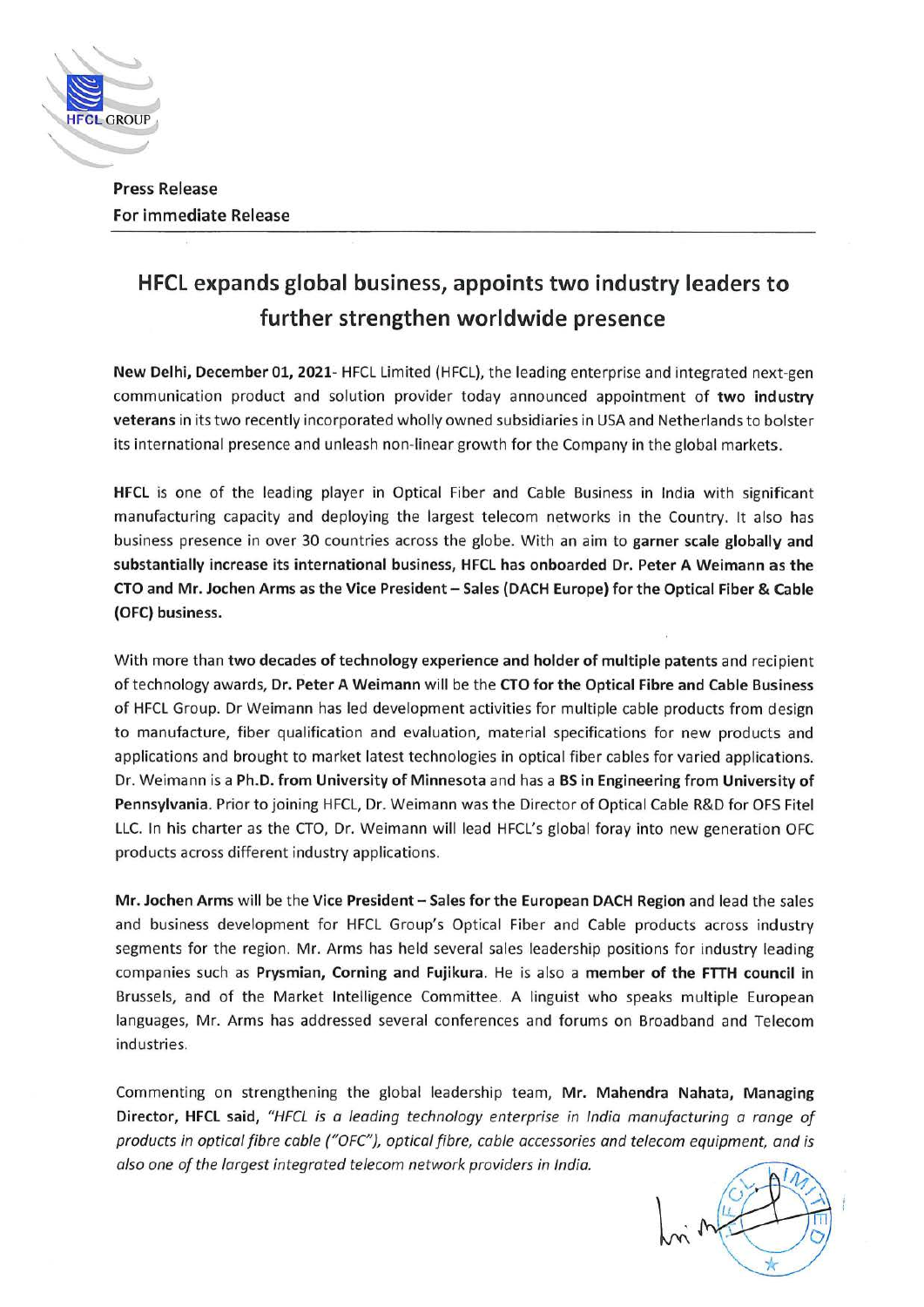**Press Release**
**For immediate Release**

## HFCL expands global business, appoints two industry leaders to further strengthen worldwide presence

**New Delhi, December 01, 2021**- HFCL Limited (HFCL), the leading enterprise and integrated next-gen communication product and solution provider today announced appointment of **two industry veterans** in its two recently incorporated wholly owned subsidiaries in USA and Netherlands to bolster its international presence and unleash non-linear growth for the Company in the global markets.

**HFCL** is one of the leading player in Optical Fiber and Cable Business in India with significant manufacturing capacity and deploying the largest telecom networks in the Country. It also has business presence in over 30 countries across the globe. With an aim to **garner scale globally and substantially increase its international business, HFCL has onboarded Dr. Peter A Weimann as the CTO and Mr. Jochen Arms as the Vice President – Sales (DACH Europe) for the Optical Fiber & Cable (OFC) business.**

With more than **two decades of technology experience and holder of multiple patents** and recipient of technology awards, **Dr. Peter A Weimann** will be the **CTO for the Optical Fibre and Cable Business** of HFCL Group. Dr Weimann has led development activities for multiple cable products from design to manufacture, fiber qualification and evaluation, material specifications for new products and applications and brought to market latest technologies in optical fiber cables for varied applications. Dr. Weimann is a **Ph.D. from University of Minnesota** and has a **BS in Engineering from University of Pennsylvania**. Prior to joining HFCL, Dr. Weimann was the Director of Optical Cable R&D for OFS Fitel LLC. In his charter as the CTO, Dr. Weimann will lead HFCL's global foray into new generation OFC products across different industry applications.

**Mr. Jochen Arms** will be the **Vice President – Sales for the European DACH Region** and lead the sales and business development for HFCL Group's Optical Fiber and Cable products across industry segments for the region. Mr. Arms has held several sales leadership positions for industry leading companies such as **Prysmian, Corning and Fujikura**. He is also a **member of the FTTH council** in Brussels, and of the Market Intelligence Committee. A linguist who speaks multiple European languages, Mr. Arms has addressed several conferences and forums on Broadband and Telecom industries.

Commenting on strengthening the global leadership team, **Mr. Mahendra Nahata, Managing Director, HFCL said,** *"HFCL is a leading technology enterprise in India manufacturing a range of products in optical fibre cable ("OFC"), optical fibre, cable accessories and telecom equipment, and is also one of the largest integrated telecom network providers in India.*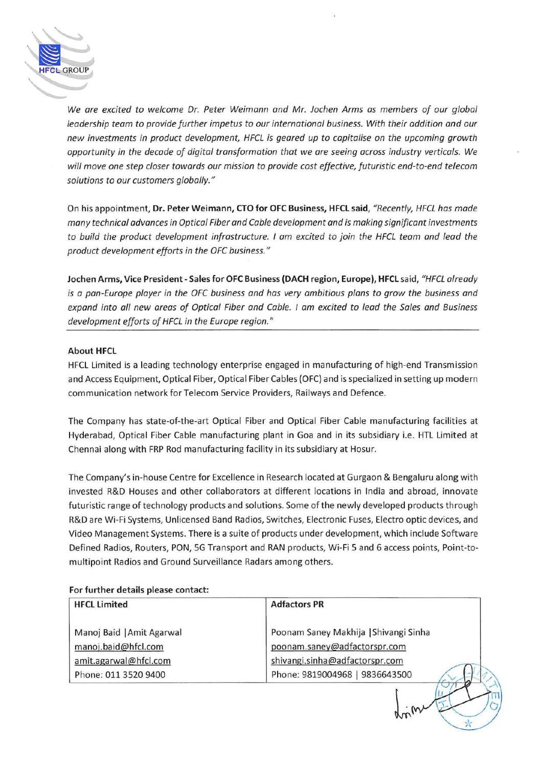*We are excited to welcome Dr. Peter Weimann and Mr. Jochen Arms as members of our global leadership team to provide further impetus to our international business. With their addition and our new investments in product development, HFCL is geared up to capitalise on the upcoming growth opportunity in the decade of digital transformation that we are seeing across industry verticals. We will move one step closer towards our mission to provide cost effective, futuristic end-to-end telecom solutions to our customers globally."*

On his appointment, **Dr. Peter Weimann, CTO for OFC Business, HFCL said**, *"Recently, HFCL has made many technical advances in Optical Fiber and Cable development and is making significant investments to build the product development infrastructure. I am excited to join the HFCL team and lead the product development efforts in the OFC business."*

**Jochen Arms, Vice President - Sales for OFC Business (DACH region, Europe), HFCL** said, *"HFCL already is a pan-Europe player in the OFC business and has very ambitious plans to grow the business and expand into all new areas of Optical Fiber and Cable. I am excited to lead the Sales and Business development efforts of HFCL in the Europe region."*

**About HFCL**

HFCL Limited is a leading technology enterprise engaged in manufacturing of high-end Transmission and Access Equipment, Optical Fiber, Optical Fiber Cables (OFC) and is specialized in setting up modern communication network for Telecom Service Providers, Railways and Defence.

The Company has state-of-the-art Optical Fiber and Optical Fiber Cable manufacturing facilities at Hyderabad, Optical Fiber Cable manufacturing plant in Goa and in its subsidiary i.e. HTL Limited at Chennai along with FRP Rod manufacturing facility in its subsidiary at Hosur.

The Company's in-house Centre for Excellence in Research located at Gurgaon & Bengaluru along with invested R&D Houses and other collaborators at different locations in India and abroad, innovate futuristic range of technology products and solutions. Some of the newly developed products through R&D are Wi-Fi Systems, Unlicensed Band Radios, Switches, Electronic Fuses, Electro optic devices, and Video Management Systems. There is a suite of products under development, which include Software Defined Radios, Routers, PON, 5G Transport and RAN products, Wi-Fi 5 and 6 access points, Point-to-multipoint Radios and Ground Surveillance Radars among others.

**For further details please contact:**

| **HFCL Limited** | **Adfactors PR** |
| --- | --- |
| Manoj Baid \|Amit Agarwal | Poonam Saney Makhija \|Shivangi Sinha |
| manoj.baid@hfcl.com | poonam.saney@adfactorspr.com |
| amit.agarwal@hfcl.com | shivangi.sinha@adfactorspr.com |
| Phone: 011 3520 9400 | Phone: 9819004968 \| 9836643500 |